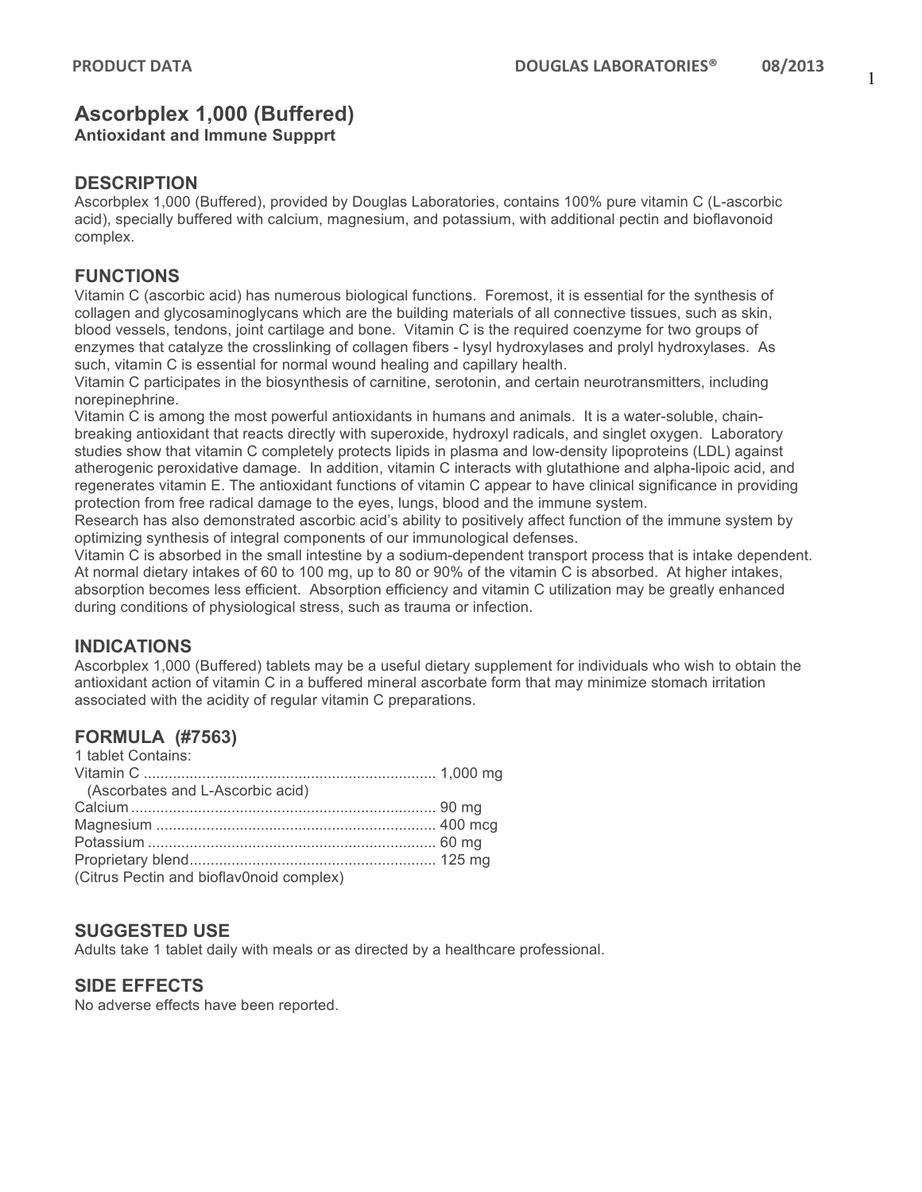# Ascorbplex 1,000 (Buffered)

**Antioxidant and Immune Suppprt**

## DESCRIPTION

Ascorbplex 1,000 (Buffered), provided by Douglas Laboratories, contains 100% pure vitamin C (L-ascorbic acid), specially buffered with calcium, magnesium, and potassium, with additional pectin and bioflavonoid complex.

## FUNCTIONS

Vitamin C (ascorbic acid) has numerous biological functions. Foremost, it is essential for the synthesis of collagen and glycosaminoglycans which are the building materials of all connective tissues, such as skin, blood vessels, tendons, joint cartilage and bone. Vitamin C is the required coenzyme for two groups of enzymes that catalyze the crosslinking of collagen fibers - lysyl hydroxylases and prolyl hydroxylases. As such, vitamin C is essential for normal wound healing and capillary health.

Vitamin C participates in the biosynthesis of carnitine, serotonin, and certain neurotransmitters, including norepinephrine.

Vitamin C is among the most powerful antioxidants in humans and animals. It is a water-soluble, chain-breaking antioxidant that reacts directly with superoxide, hydroxyl radicals, and singlet oxygen. Laboratory studies show that vitamin C completely protects lipids in plasma and low-density lipoproteins (LDL) against atherogenic peroxidative damage. In addition, vitamin C interacts with glutathione and alpha-lipoic acid, and regenerates vitamin E. The antioxidant functions of vitamin C appear to have clinical significance in providing protection from free radical damage to the eyes, lungs, blood and the immune system.

Research has also demonstrated ascorbic acid's ability to positively affect function of the immune system by optimizing synthesis of integral components of our immunological defenses.

Vitamin C is absorbed in the small intestine by a sodium-dependent transport process that is intake dependent. At normal dietary intakes of 60 to 100 mg, up to 80 or 90% of the vitamin C is absorbed. At higher intakes, absorption becomes less efficient. Absorption efficiency and vitamin C utilization may be greatly enhanced during conditions of physiological stress, such as trauma or infection.

## INDICATIONS

Ascorbplex 1,000 (Buffered) tablets may be a useful dietary supplement for individuals who wish to obtain the antioxidant action of vitamin C in a buffered mineral ascorbate form that may minimize stomach irritation associated with the acidity of regular vitamin C preparations.

## FORMULA (#7563)

1 tablet Contains:

Vitamin C ...................................................................... 1,000 mg
(Ascorbates and L-Ascorbic acid)
Calcium ......................................................................... 90 mg
Magnesium .................................................................. 400 mcg
Potassium ..................................................................... 60 mg
Proprietary blend........................................................... 125 mg
(Citrus Pectin and bioflav0noid complex)

## SUGGESTED USE

Adults take 1 tablet daily with meals or as directed by a healthcare professional.

## SIDE EFFECTS

No adverse effects have been reported.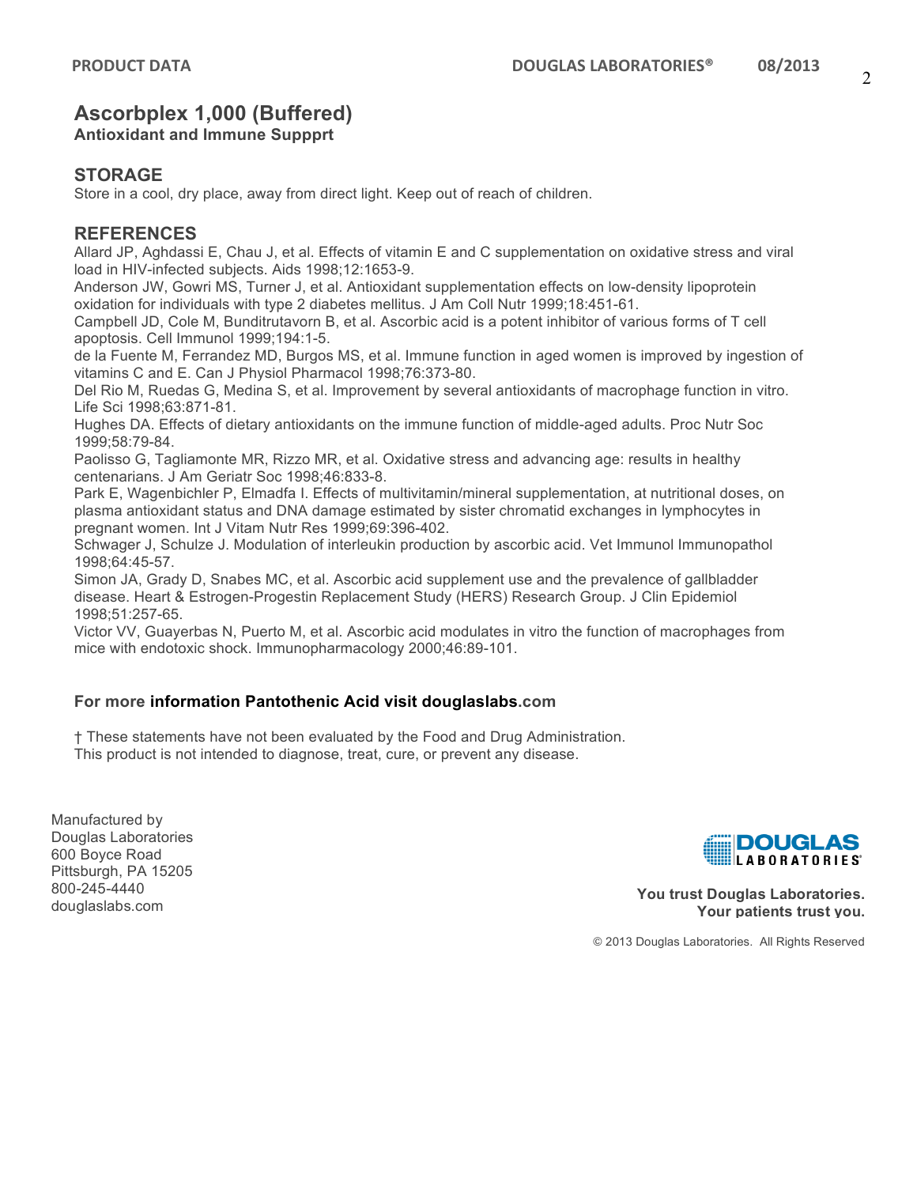# Ascorbplex 1,000 (Buffered)

**Antioxidant and Immune Suppprt**

## STORAGE

Store in a cool, dry place, away from direct light. Keep out of reach of children.

## REFERENCES

Allard JP, Aghdassi E, Chau J, et al. Effects of vitamin E and C supplementation on oxidative stress and viral load in HIV-infected subjects. Aids 1998;12:1653-9.

Anderson JW, Gowri MS, Turner J, et al. Antioxidant supplementation effects on low-density lipoprotein oxidation for individuals with type 2 diabetes mellitus. J Am Coll Nutr 1999;18:451-61.

Campbell JD, Cole M, Bunditrutavorn B, et al. Ascorbic acid is a potent inhibitor of various forms of T cell apoptosis. Cell Immunol 1999;194:1-5.

de la Fuente M, Ferrandez MD, Burgos MS, et al. Immune function in aged women is improved by ingestion of vitamins C and E. Can J Physiol Pharmacol 1998;76:373-80.

Del Rio M, Ruedas G, Medina S, et al. Improvement by several antioxidants of macrophage function in vitro. Life Sci 1998;63:871-81.

Hughes DA. Effects of dietary antioxidants on the immune function of middle-aged adults. Proc Nutr Soc 1999;58:79-84.

Paolisso G, Tagliamonte MR, Rizzo MR, et al. Oxidative stress and advancing age: results in healthy centenarians. J Am Geriatr Soc 1998;46:833-8.

Park E, Wagenbichler P, Elmadfa I. Effects of multivitamin/mineral supplementation, at nutritional doses, on plasma antioxidant status and DNA damage estimated by sister chromatid exchanges in lymphocytes in pregnant women. Int J Vitam Nutr Res 1999;69:396-402.

Schwager J, Schulze J. Modulation of interleukin production by ascorbic acid. Vet Immunol Immunopathol 1998;64:45-57.

Simon JA, Grady D, Snabes MC, et al. Ascorbic acid supplement use and the prevalence of gallbladder disease. Heart & Estrogen-Progestin Replacement Study (HERS) Research Group. J Clin Epidemiol 1998;51:257-65.

Victor VV, Guayerbas N, Puerto M, et al. Ascorbic acid modulates in vitro the function of macrophages from mice with endotoxic shock. Immunopharmacology 2000;46:89-101.

**For more information Pantothenic Acid visit douglaslabs.com**

† These statements have not been evaluated by the Food and Drug Administration.
This product is not intended to diagnose, treat, cure, or prevent any disease.

Manufactured by
Douglas Laboratories
600 Boyce Road
Pittsburgh, PA 15205
800-245-4440
douglaslabs.com

DOUGLAS LABORATORIES®

**You trust Douglas Laboratories.**
**Your patients trust you.**

© 2013 Douglas Laboratories. All Rights Reserved